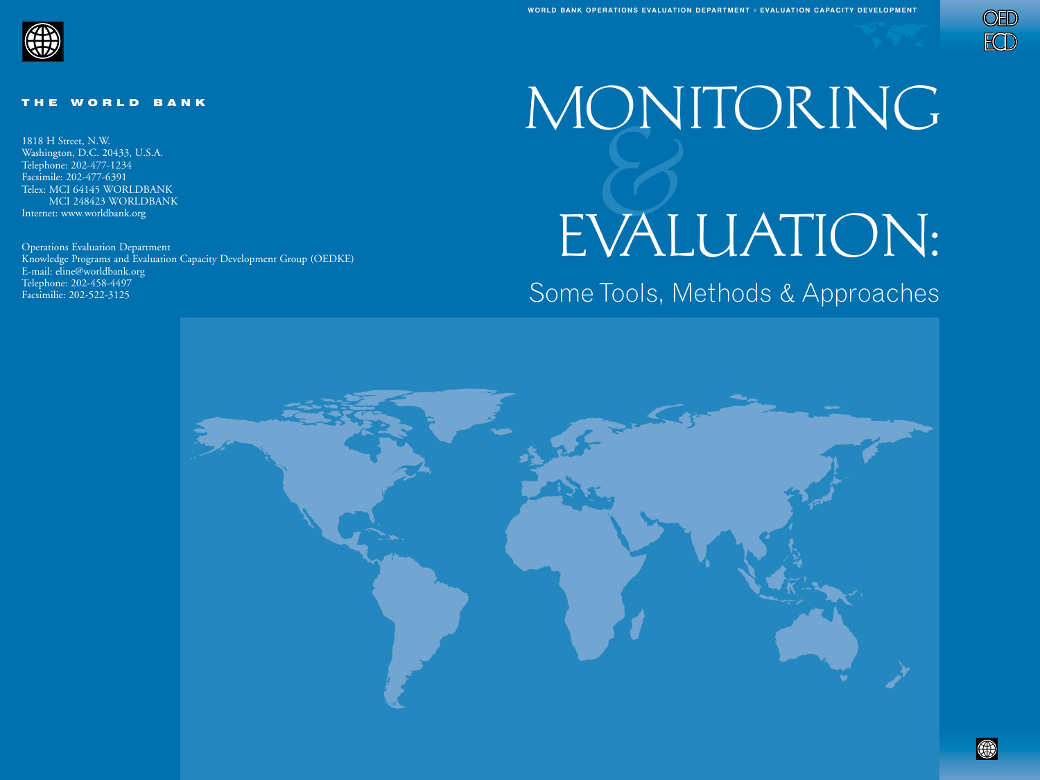WORLD BANK OPERATIONS EVALUATION DEPARTMENT ■ EVALUATION CAPACITY DEVELOPMENT

OED
ECD

# MONITORING & EVALUATION:

## Some Tools, Methods & Approaches

**THE WORLD BANK**

1818 H Street, N.W.
Washington, D.C. 20433, U.S.A.
Telephone: 202-477-1234
Facsimile: 202-477-6391
Telex: MCI 64145 WORLDBANK
MCI 248423 WORLDBANK
Internet: www.worldbank.org

Operations Evaluation Department
Knowledge Programs and Evaluation Capacity Development Group (OEDKE)
E-mail: eline@worldbank.org
Telephone: 202-458-4497
Facsimilie: 202-522-3125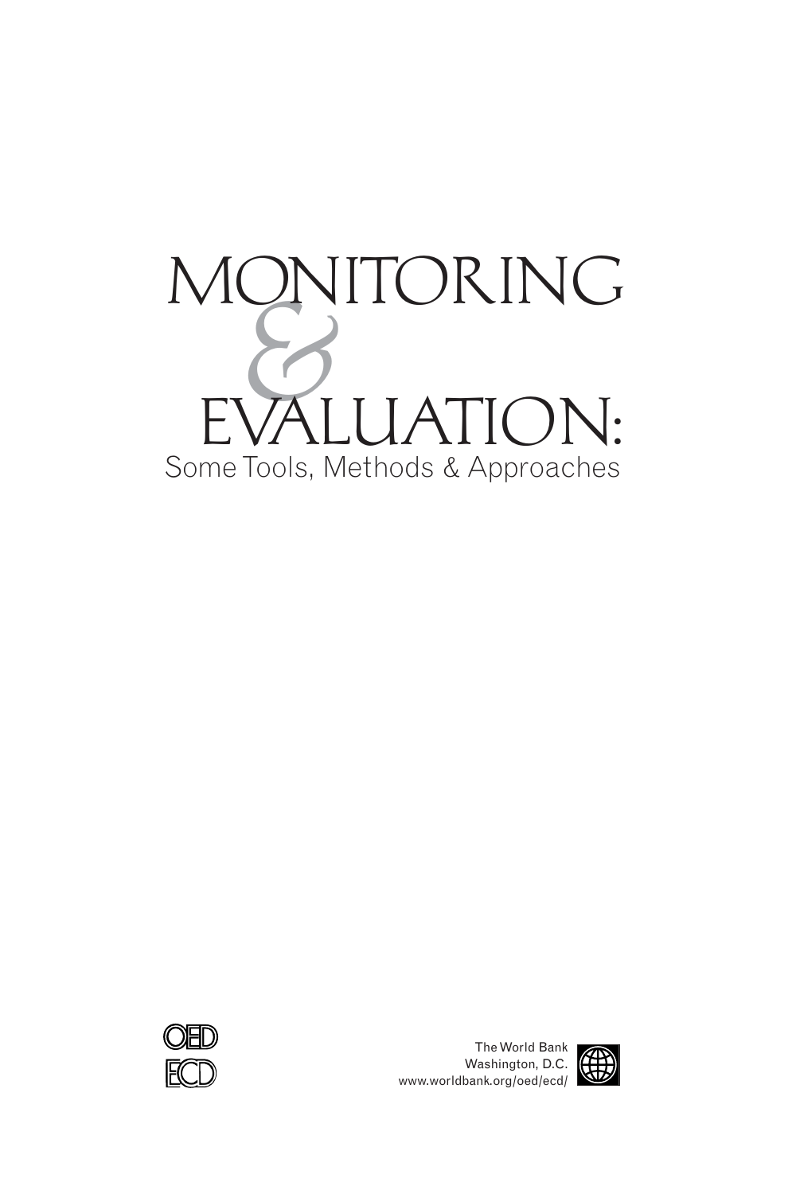# MONITORING & EVALUATION:

## Some Tools, Methods & Approaches

OED
ECD

The World Bank
Washington, D.C.
www.worldbank.org/oed/ecd/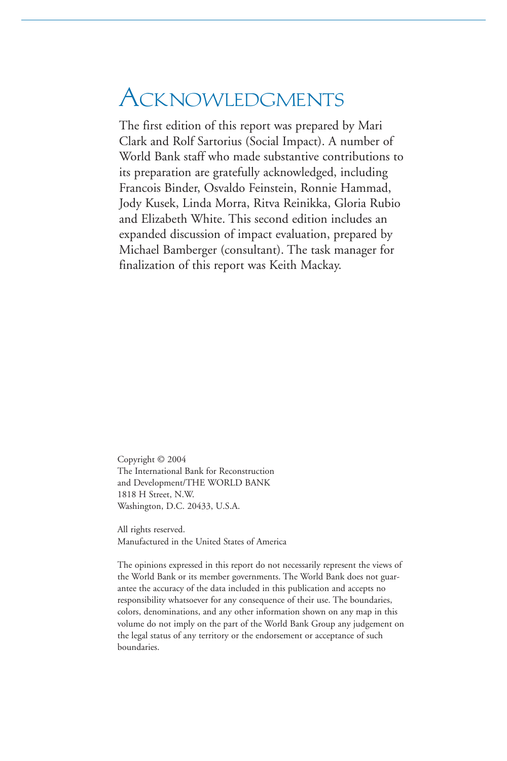# Acknowledgments

The first edition of this report was prepared by Mari Clark and Rolf Sartorius (Social Impact). A number of World Bank staff who made substantive contributions to its preparation are gratefully acknowledged, including Francois Binder, Osvaldo Feinstein, Ronnie Hammad, Jody Kusek, Linda Morra, Ritva Reinikka, Gloria Rubio and Elizabeth White. This second edition includes an expanded discussion of impact evaluation, prepared by Michael Bamberger (consultant). The task manager for finalization of this report was Keith Mackay.

Copyright © 2004
The International Bank for Reconstruction
and Development/THE WORLD BANK
1818 H Street, N.W.
Washington, D.C. 20433, U.S.A.

All rights reserved.
Manufactured in the United States of America

The opinions expressed in this report do not necessarily represent the views of the World Bank or its member governments. The World Bank does not guarantee the accuracy of the data included in this publication and accepts no responsibility whatsoever for any consequence of their use. The boundaries, colors, denominations, and any other information shown on any map in this volume do not imply on the part of the World Bank Group any judgement on the legal status of any territory or the endorsement or acceptance of such boundaries.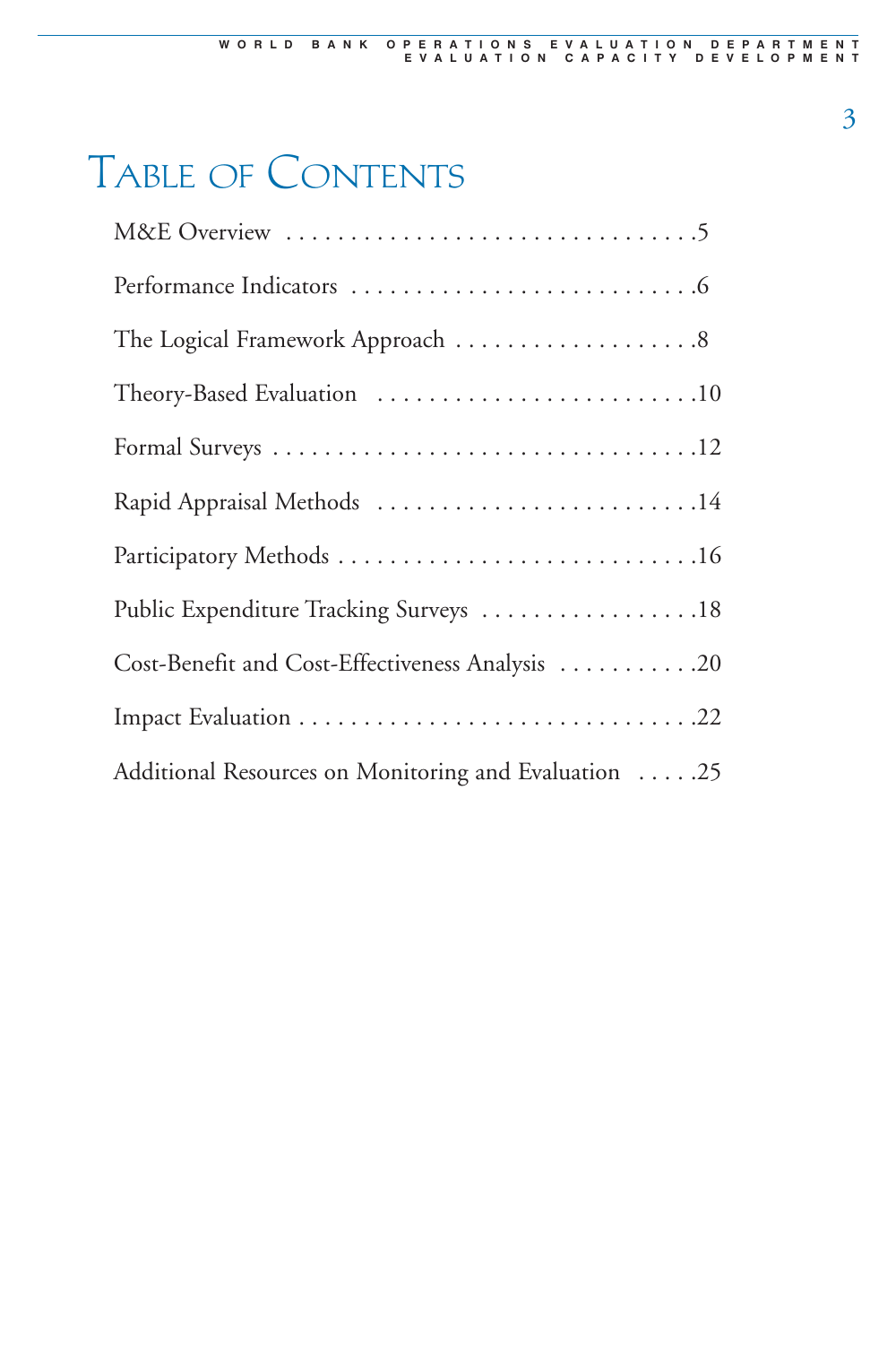# Table of Contents

M&E Overview . . . . . . . . . . . . . . . . . . . . . . . . . . . . . . . .5

Performance Indicators . . . . . . . . . . . . . . . . . . . . . . . . . . .6

The Logical Framework Approach . . . . . . . . . . . . . . . . . . .8

Theory-Based Evaluation . . . . . . . . . . . . . . . . . . . . . . . . .10

Formal Surveys . . . . . . . . . . . . . . . . . . . . . . . . . . . . . . . .12

Rapid Appraisal Methods . . . . . . . . . . . . . . . . . . . . . . . . .14

Participatory Methods . . . . . . . . . . . . . . . . . . . . . . . . . . . .16

Public Expenditure Tracking Surveys . . . . . . . . . . . . . . . . .18

Cost-Benefit and Cost-Effectiveness Analysis . . . . . . . . . . .20

Impact Evaluation . . . . . . . . . . . . . . . . . . . . . . . . . . . . . .22

Additional Resources on Monitoring and Evaluation . . . . .25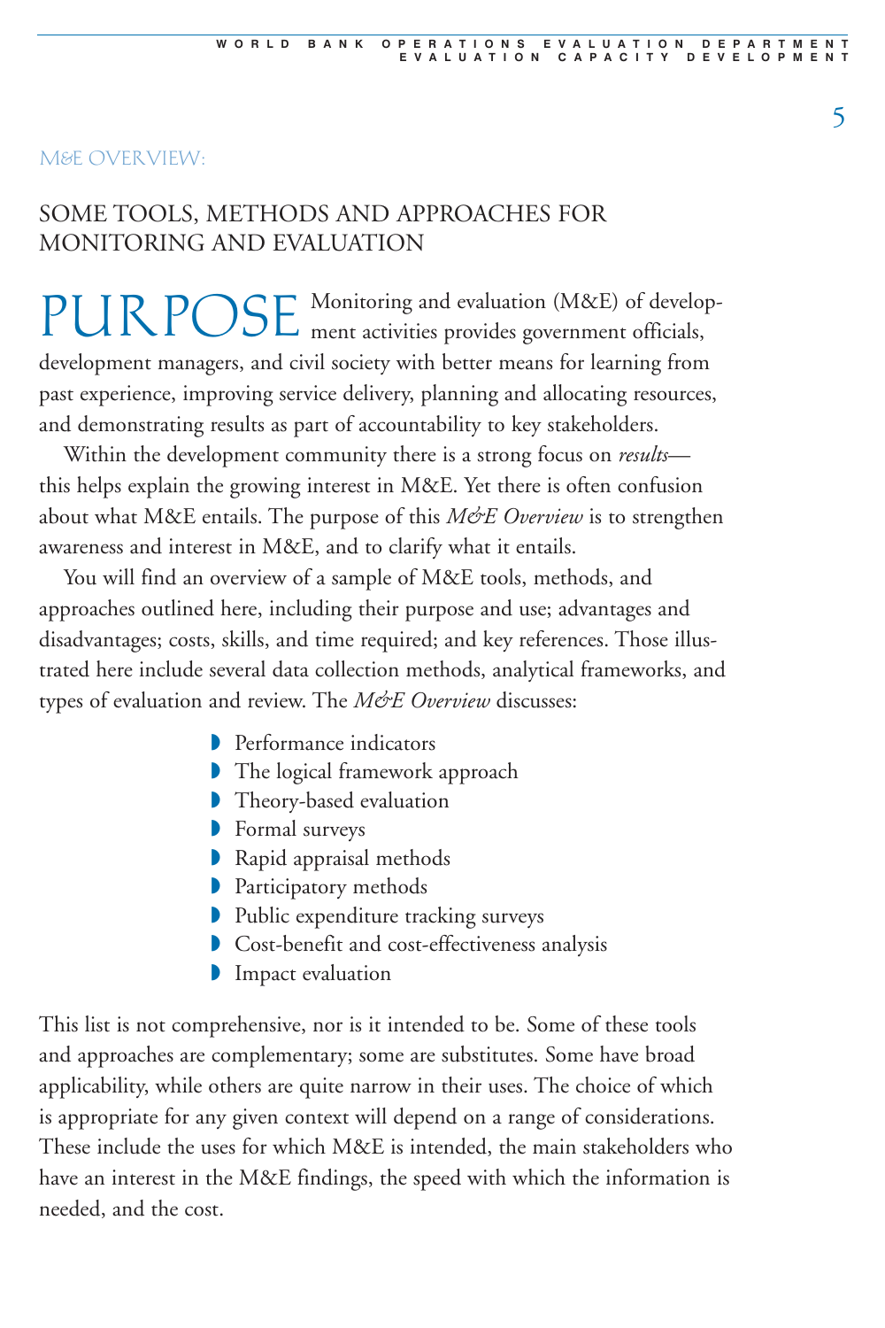M&E OVERVIEW:

# SOME TOOLS, METHODS AND APPROACHES FOR MONITORING AND EVALUATION

## PURPOSE

Monitoring and evaluation (M&E) of development activities provides government officials, development managers, and civil society with better means for learning from past experience, improving service delivery, planning and allocating resources, and demonstrating results as part of accountability to key stakeholders.

Within the development community there is a strong focus on *results*—this helps explain the growing interest in M&E. Yet there is often confusion about what M&E entails. The purpose of this *M&E Overview* is to strengthen awareness and interest in M&E, and to clarify what it entails.

You will find an overview of a sample of M&E tools, methods, and approaches outlined here, including their purpose and use; advantages and disadvantages; costs, skills, and time required; and key references. Those illustrated here include several data collection methods, analytical frameworks, and types of evaluation and review. The *M&E Overview* discusses:

- Performance indicators
- The logical framework approach
- Theory-based evaluation
- Formal surveys
- Rapid appraisal methods
- Participatory methods
- Public expenditure tracking surveys
- Cost-benefit and cost-effectiveness analysis
- Impact evaluation

This list is not comprehensive, nor is it intended to be. Some of these tools and approaches are complementary; some are substitutes. Some have broad applicability, while others are quite narrow in their uses. The choice of which is appropriate for any given context will depend on a range of considerations. These include the uses for which M&E is intended, the main stakeholders who have an interest in the M&E findings, the speed with which the information is needed, and the cost.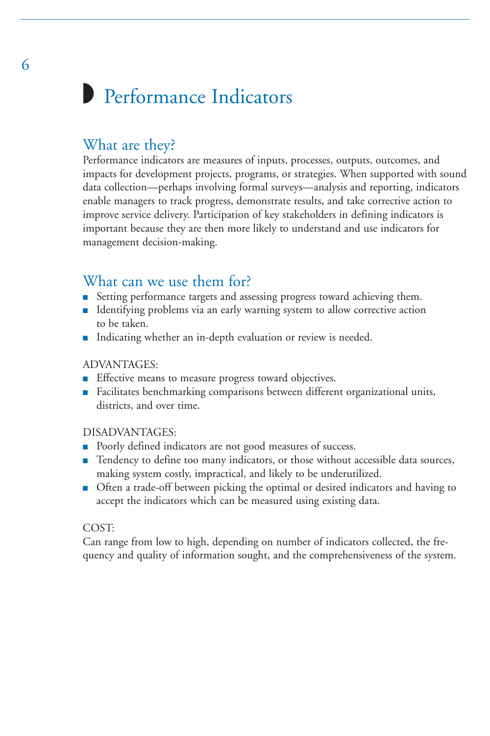# Performance Indicators

## What are they?

Performance indicators are measures of inputs, processes, outputs, outcomes, and impacts for development projects, programs, or strategies. When supported with sound data collection—perhaps involving formal surveys—analysis and reporting, indicators enable managers to track progress, demonstrate results, and take corrective action to improve service delivery. Participation of key stakeholders in defining indicators is important because they are then more likely to understand and use indicators for management decision-making.

## What can we use them for?

- Setting performance targets and assessing progress toward achieving them.
- Identifying problems via an early warning system to allow corrective action to be taken.
- Indicating whether an in-depth evaluation or review is needed.

ADVANTAGES:

- Effective means to measure progress toward objectives.
- Facilitates benchmarking comparisons between different organizational units, districts, and over time.

DISADVANTAGES:

- Poorly defined indicators are not good measures of success.
- Tendency to define too many indicators, or those without accessible data sources, making system costly, impractical, and likely to be underutilized.
- Often a trade-off between picking the optimal or desired indicators and having to accept the indicators which can be measured using existing data.

COST:

Can range from low to high, depending on number of indicators collected, the frequency and quality of information sought, and the comprehensiveness of the system.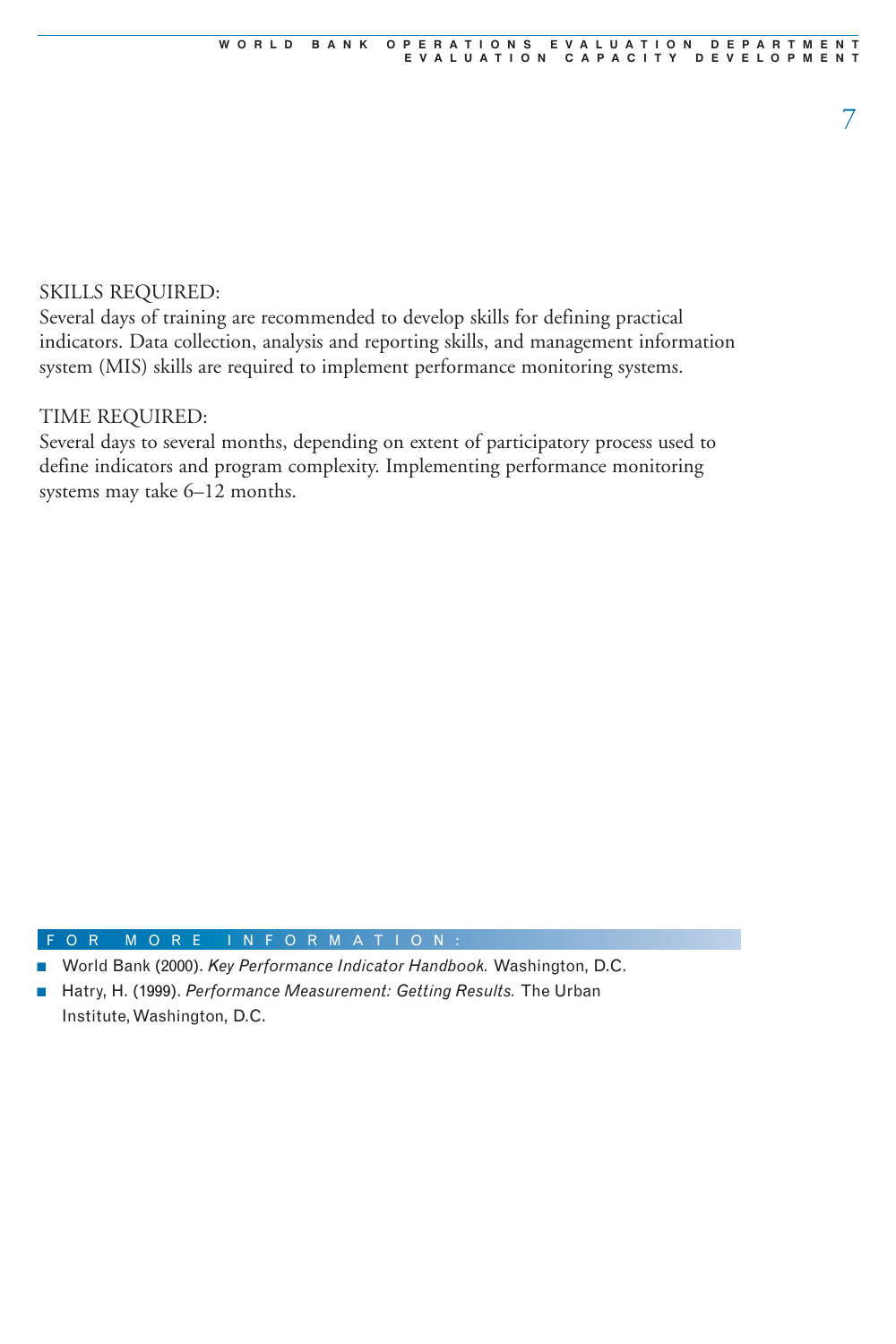SKILLS REQUIRED:
Several days of training are recommended to develop skills for defining practical indicators. Data collection, analysis and reporting skills, and management information system (MIS) skills are required to implement performance monitoring systems.

TIME REQUIRED:
Several days to several months, depending on extent of participatory process used to define indicators and program complexity. Implementing performance monitoring systems may take 6–12 months.

## FOR MORE INFORMATION:

- World Bank (2000). *Key Performance Indicator Handbook.* Washington, D.C.
- Hatry, H. (1999). *Performance Measurement: Getting Results.* The Urban Institute, Washington, D.C.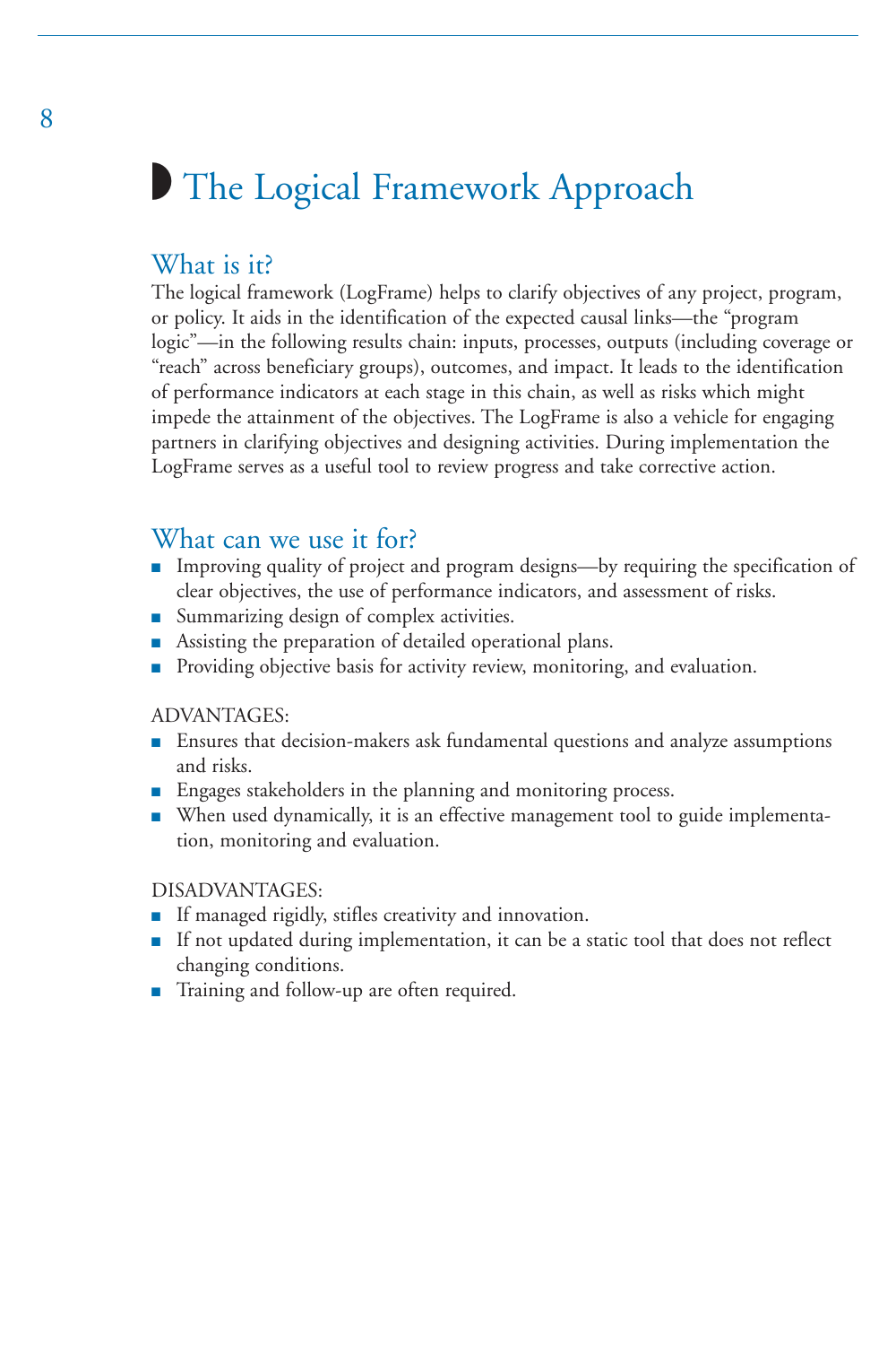# The Logical Framework Approach

## What is it?

The logical framework (LogFrame) helps to clarify objectives of any project, program, or policy. It aids in the identification of the expected causal links—the "program logic"—in the following results chain: inputs, processes, outputs (including coverage or "reach" across beneficiary groups), outcomes, and impact. It leads to the identification of performance indicators at each stage in this chain, as well as risks which might impede the attainment of the objectives. The LogFrame is also a vehicle for engaging partners in clarifying objectives and designing activities. During implementation the LogFrame serves as a useful tool to review progress and take corrective action.

## What can we use it for?

- Improving quality of project and program designs—by requiring the specification of clear objectives, the use of performance indicators, and assessment of risks.
- Summarizing design of complex activities.
- Assisting the preparation of detailed operational plans.
- Providing objective basis for activity review, monitoring, and evaluation.

ADVANTAGES:

- Ensures that decision-makers ask fundamental questions and analyze assumptions and risks.
- Engages stakeholders in the planning and monitoring process.
- When used dynamically, it is an effective management tool to guide implementation, monitoring and evaluation.

DISADVANTAGES:

- If managed rigidly, stifles creativity and innovation.
- If not updated during implementation, it can be a static tool that does not reflect changing conditions.
- Training and follow-up are often required.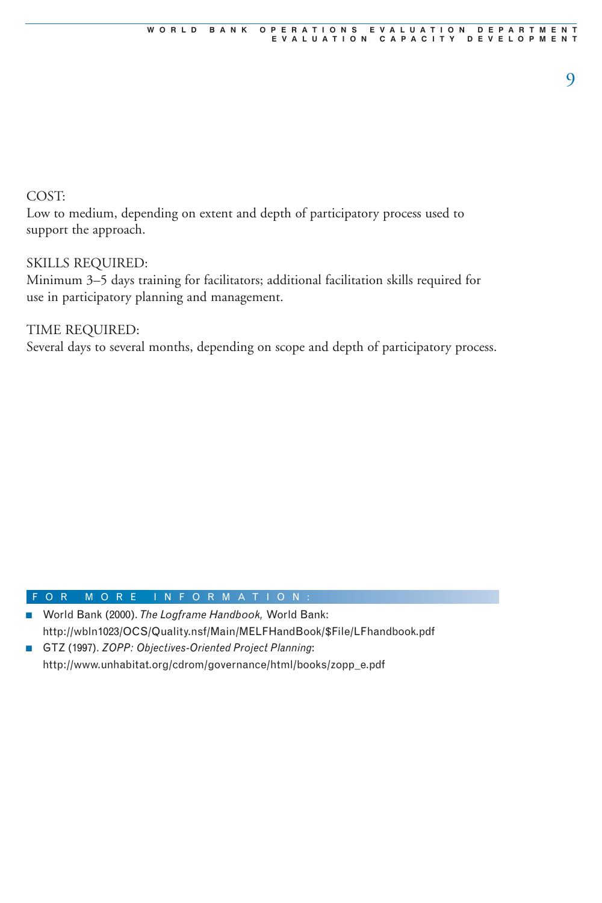COST:
Low to medium, depending on extent and depth of participatory process used to support the approach.

SKILLS REQUIRED:
Minimum 3–5 days training for facilitators; additional facilitation skills required for use in participatory planning and management.

TIME REQUIRED:
Several days to several months, depending on scope and depth of participatory process.

## FOR MORE INFORMATION:

- World Bank (2000). *The Logframe Handbook,* World Bank: http://wbln1023/OCS/Quality.nsf/Main/MELFHandBook/$File/LFhandbook.pdf
- GTZ (1997). *ZOPP: Objectives-Oriented Project Planning*: http://www.unhabitat.org/cdrom/governance/html/books/zopp_e.pdf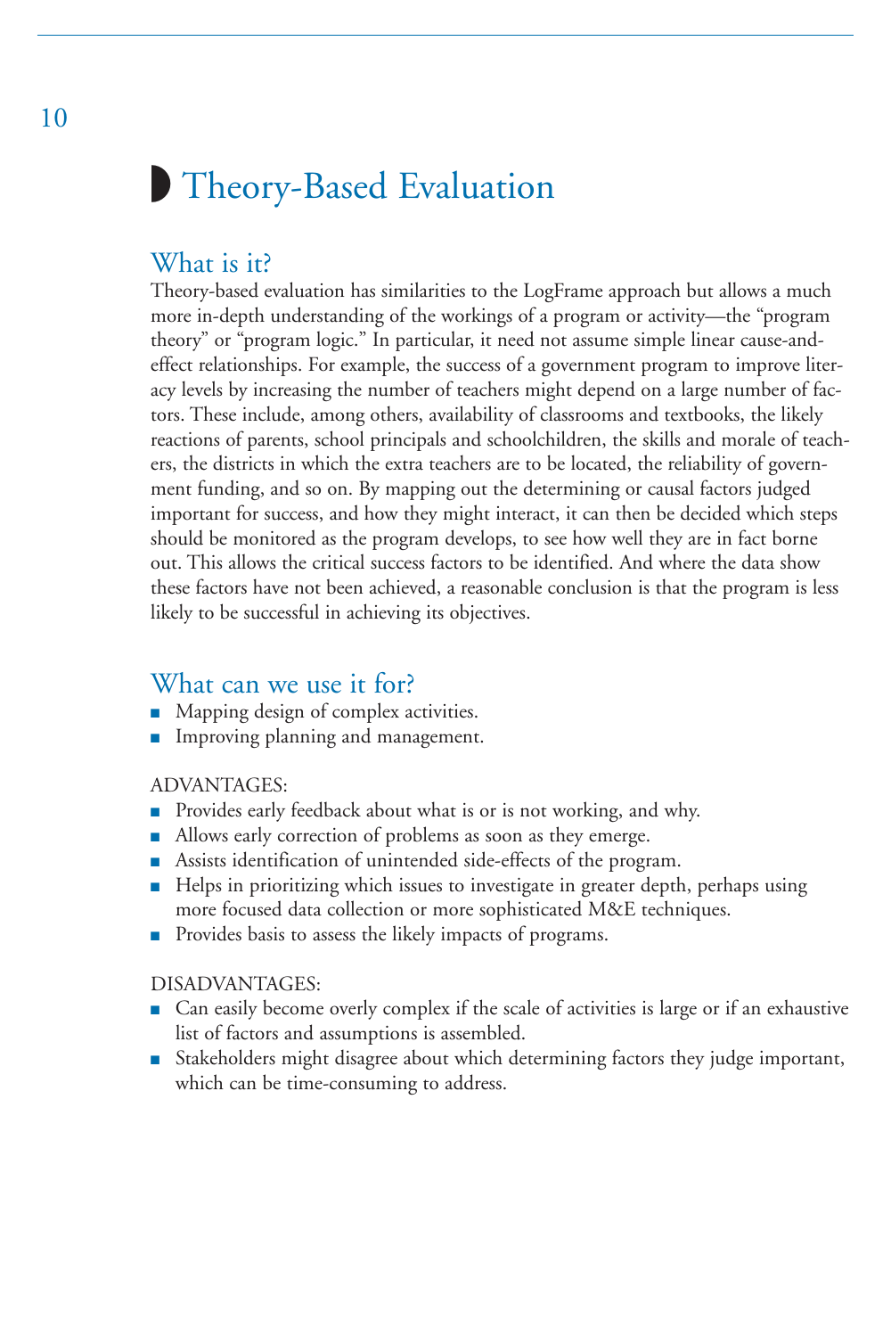# Theory-Based Evaluation

## What is it?

Theory-based evaluation has similarities to the LogFrame approach but allows a much more in-depth understanding of the workings of a program or activity—the "program theory" or "program logic." In particular, it need not assume simple linear cause-and-effect relationships. For example, the success of a government program to improve literacy levels by increasing the number of teachers might depend on a large number of factors. These include, among others, availability of classrooms and textbooks, the likely reactions of parents, school principals and schoolchildren, the skills and morale of teachers, the districts in which the extra teachers are to be located, the reliability of government funding, and so on. By mapping out the determining or causal factors judged important for success, and how they might interact, it can then be decided which steps should be monitored as the program develops, to see how well they are in fact borne out. This allows the critical success factors to be identified. And where the data show these factors have not been achieved, a reasonable conclusion is that the program is less likely to be successful in achieving its objectives.

## What can we use it for?

- Mapping design of complex activities.
- Improving planning and management.

ADVANTAGES:

- Provides early feedback about what is or is not working, and why.
- Allows early correction of problems as soon as they emerge.
- Assists identification of unintended side-effects of the program.
- Helps in prioritizing which issues to investigate in greater depth, perhaps using more focused data collection or more sophisticated M&E techniques.
- Provides basis to assess the likely impacts of programs.

DISADVANTAGES:

- Can easily become overly complex if the scale of activities is large or if an exhaustive list of factors and assumptions is assembled.
- Stakeholders might disagree about which determining factors they judge important, which can be time-consuming to address.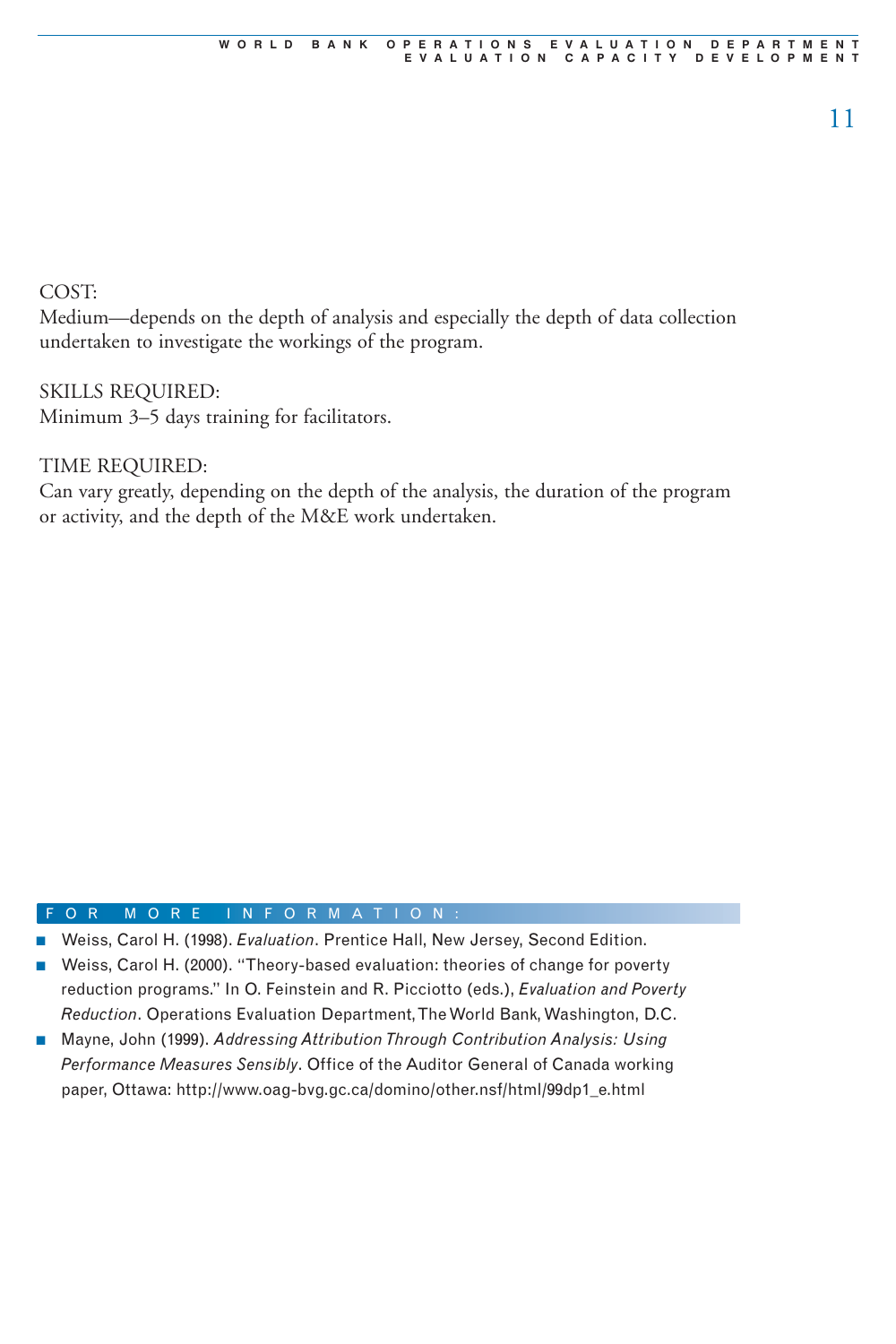COST:
Medium—depends on the depth of analysis and especially the depth of data collection undertaken to investigate the workings of the program.

SKILLS REQUIRED:
Minimum 3–5 days training for facilitators.

TIME REQUIRED:
Can vary greatly, depending on the depth of the analysis, the duration of the program or activity, and the depth of the M&E work undertaken.

## FOR MORE INFORMATION:

- Weiss, Carol H. (1998). *Evaluation*. Prentice Hall, New Jersey, Second Edition.
- Weiss, Carol H. (2000). "Theory-based evaluation: theories of change for poverty reduction programs." In O. Feinstein and R. Picciotto (eds.), *Evaluation and Poverty Reduction*. Operations Evaluation Department, The World Bank, Washington, D.C.
- Mayne, John (1999). *Addressing Attribution Through Contribution Analysis: Using Performance Measures Sensibly*. Office of the Auditor General of Canada working paper, Ottawa: http://www.oag-bvg.gc.ca/domino/other.nsf/html/99dp1_e.html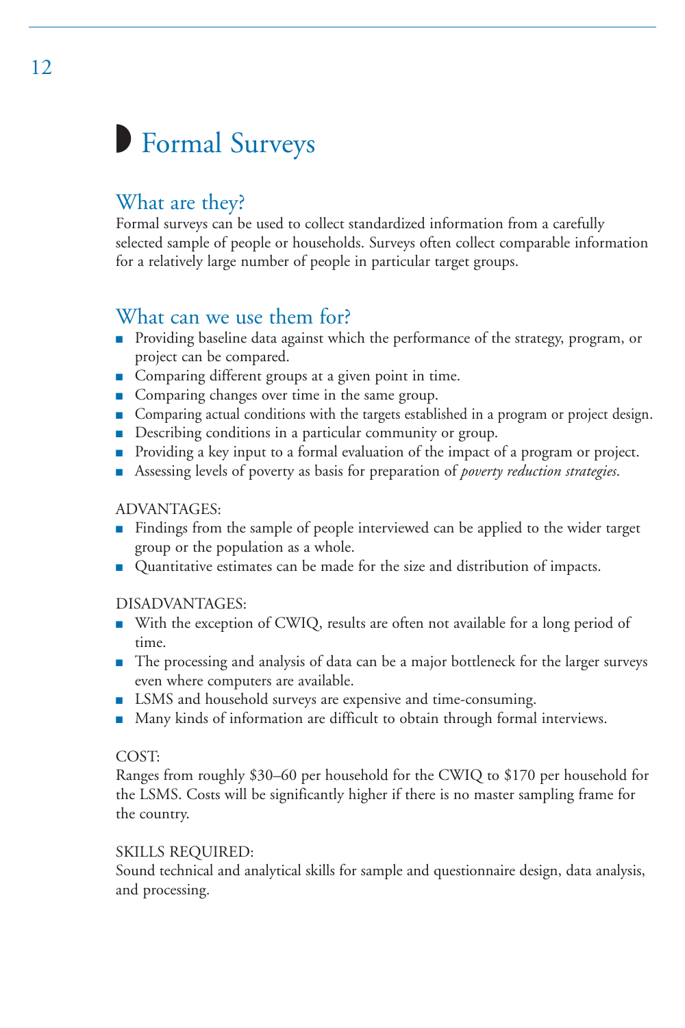# Formal Surveys

## What are they?

Formal surveys can be used to collect standardized information from a carefully selected sample of people or households. Surveys often collect comparable information for a relatively large number of people in particular target groups.

## What can we use them for?

- Providing baseline data against which the performance of the strategy, program, or project can be compared.
- Comparing different groups at a given point in time.
- Comparing changes over time in the same group.
- Comparing actual conditions with the targets established in a program or project design.
- Describing conditions in a particular community or group.
- Providing a key input to a formal evaluation of the impact of a program or project.
- Assessing levels of poverty as basis for preparation of *poverty reduction strategies*.

ADVANTAGES:

- Findings from the sample of people interviewed can be applied to the wider target group or the population as a whole.
- Quantitative estimates can be made for the size and distribution of impacts.

DISADVANTAGES:

- With the exception of CWIQ, results are often not available for a long period of time.
- The processing and analysis of data can be a major bottleneck for the larger surveys even where computers are available.
- LSMS and household surveys are expensive and time-consuming.
- Many kinds of information are difficult to obtain through formal interviews.

COST:

Ranges from roughly $30–60 per household for the CWIQ to $170 per household for the LSMS. Costs will be significantly higher if there is no master sampling frame for the country.

SKILLS REQUIRED:

Sound technical and analytical skills for sample and questionnaire design, data analysis, and processing.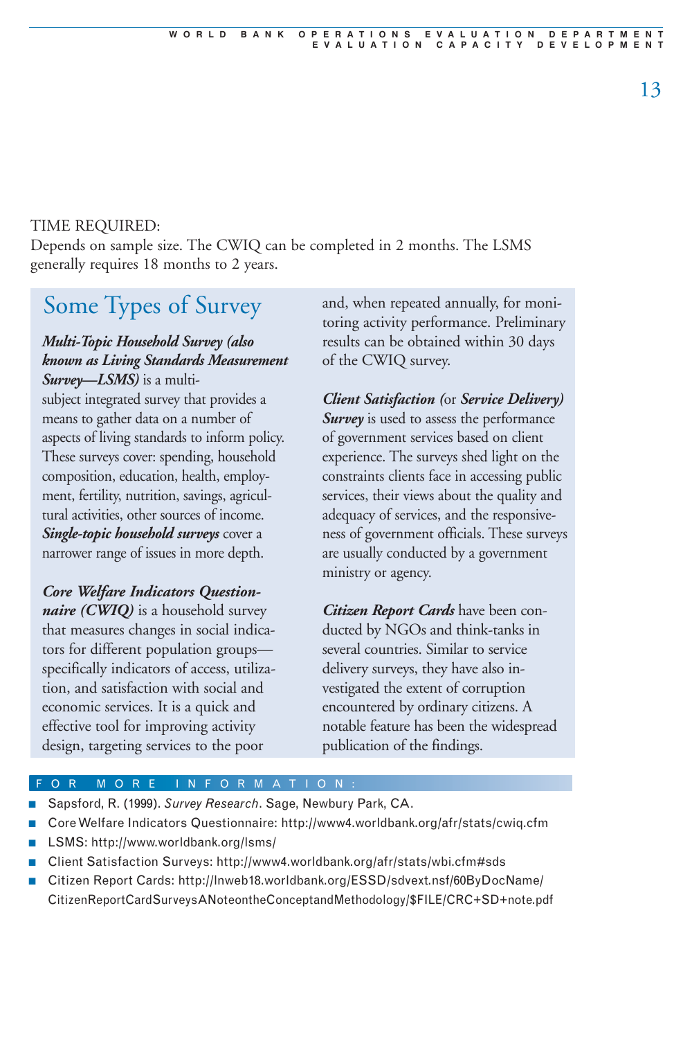TIME REQUIRED:
Depends on sample size. The CWIQ can be completed in 2 months. The LSMS generally requires 18 months to 2 years.

## Some Types of Survey

***Multi-Topic Household Survey (also known as Living Standards Measurement Survey—LSMS)*** is a multi-subject integrated survey that provides a means to gather data on a number of aspects of living standards to inform policy. These surveys cover: spending, household composition, education, health, employment, fertility, nutrition, savings, agricultural activities, other sources of income. ***Single-topic household surveys*** cover a narrower range of issues in more depth.

***Core Welfare Indicators Questionnaire (CWIQ)*** is a household survey that measures changes in social indicators for different population groups—specifically indicators of access, utilization, and satisfaction with social and economic services. It is a quick and effective tool for improving activity design, targeting services to the poor and, when repeated annually, for monitoring activity performance. Preliminary results can be obtained within 30 days of the CWIQ survey.

***Client Satisfaction*** (or ***Service Delivery***) ***Survey*** is used to assess the performance of government services based on client experience. The surveys shed light on the constraints clients face in accessing public services, their views about the quality and adequacy of services, and the responsiveness of government officials. These surveys are usually conducted by a government ministry or agency.

***Citizen Report Cards*** have been conducted by NGOs and think-tanks in several countries. Similar to service delivery surveys, they have also investigated the extent of corruption encountered by ordinary citizens. A notable feature has been the widespread publication of the findings.

### FOR MORE INFORMATION:

- Sapsford, R. (1999). *Survey Research*. Sage, Newbury Park, CA.
- Core Welfare Indicators Questionnaire: http://www4.worldbank.org/afr/stats/cwiq.cfm
- LSMS: http://www.worldbank.org/lsms/
- Client Satisfaction Surveys: http://www4.worldbank.org/afr/stats/wbi.cfm#sds
- Citizen Report Cards: http://lnweb18.worldbank.org/ESSD/sdvext.nsf/60ByDocName/CitizenReportCardSurveysANoteontheConceptandMethodology/$FILE/CRC+SD+note.pdf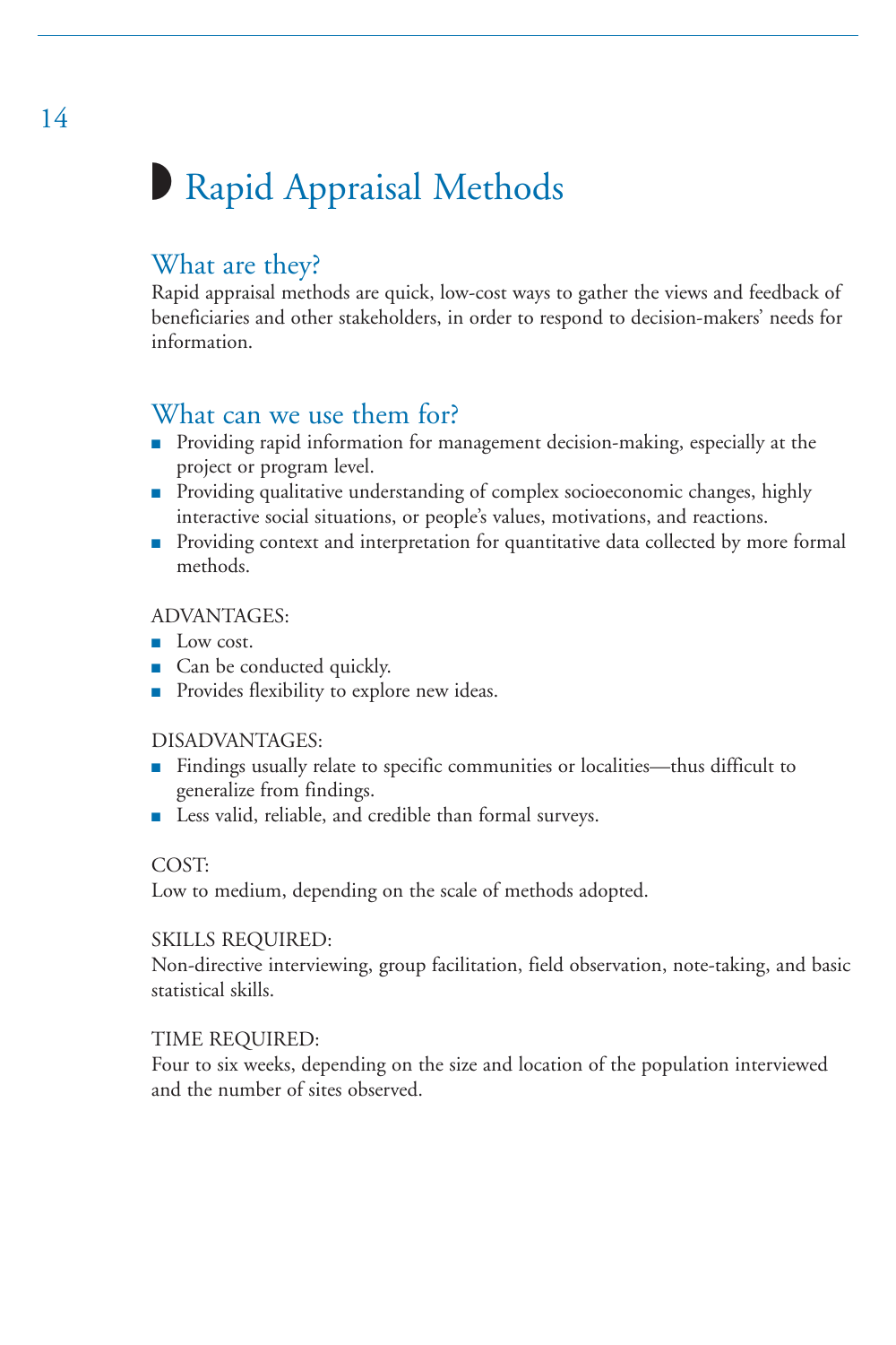# Rapid Appraisal Methods

## What are they?

Rapid appraisal methods are quick, low-cost ways to gather the views and feedback of beneficiaries and other stakeholders, in order to respond to decision-makers' needs for information.

## What can we use them for?

- Providing rapid information for management decision-making, especially at the project or program level.
- Providing qualitative understanding of complex socioeconomic changes, highly interactive social situations, or people's values, motivations, and reactions.
- Providing context and interpretation for quantitative data collected by more formal methods.

ADVANTAGES:

- Low cost.
- Can be conducted quickly.
- Provides flexibility to explore new ideas.

DISADVANTAGES:

- Findings usually relate to specific communities or localities—thus difficult to generalize from findings.
- Less valid, reliable, and credible than formal surveys.

COST:

Low to medium, depending on the scale of methods adopted.

SKILLS REQUIRED:

Non-directive interviewing, group facilitation, field observation, note-taking, and basic statistical skills.

TIME REQUIRED:

Four to six weeks, depending on the size and location of the population interviewed and the number of sites observed.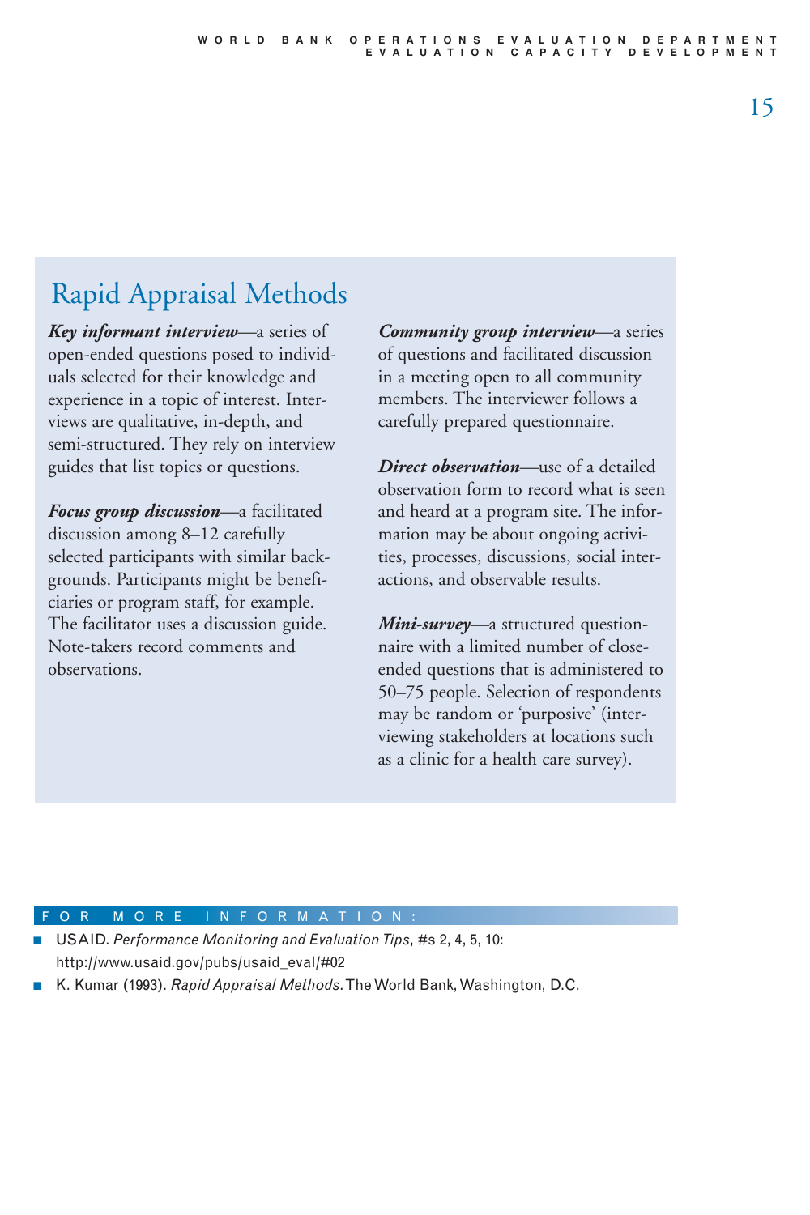## Rapid Appraisal Methods

***Key informant interview***—a series of open-ended questions posed to individuals selected for their knowledge and experience in a topic of interest. Interviews are qualitative, in-depth, and semi-structured. They rely on interview guides that list topics or questions.

***Focus group discussion***—a facilitated discussion among 8–12 carefully selected participants with similar backgrounds. Participants might be beneficiaries or program staff, for example. The facilitator uses a discussion guide. Note-takers record comments and observations.

***Community group interview***—a series of questions and facilitated discussion in a meeting open to all community members. The interviewer follows a carefully prepared questionnaire.

***Direct observation***—use of a detailed observation form to record what is seen and heard at a program site. The information may be about ongoing activities, processes, discussions, social interactions, and observable results.

***Mini-survey***—a structured questionnaire with a limited number of close-ended questions that is administered to 50–75 people. Selection of respondents may be random or 'purposive' (interviewing stakeholders at locations such as a clinic for a health care survey).

### FOR MORE INFORMATION:

- USAID. *Performance Monitoring and Evaluation Tips*, #s 2, 4, 5, 10: http://www.usaid.gov/pubs/usaid_eval/#02
- K. Kumar (1993). *Rapid Appraisal Methods*. The World Bank, Washington, D.C.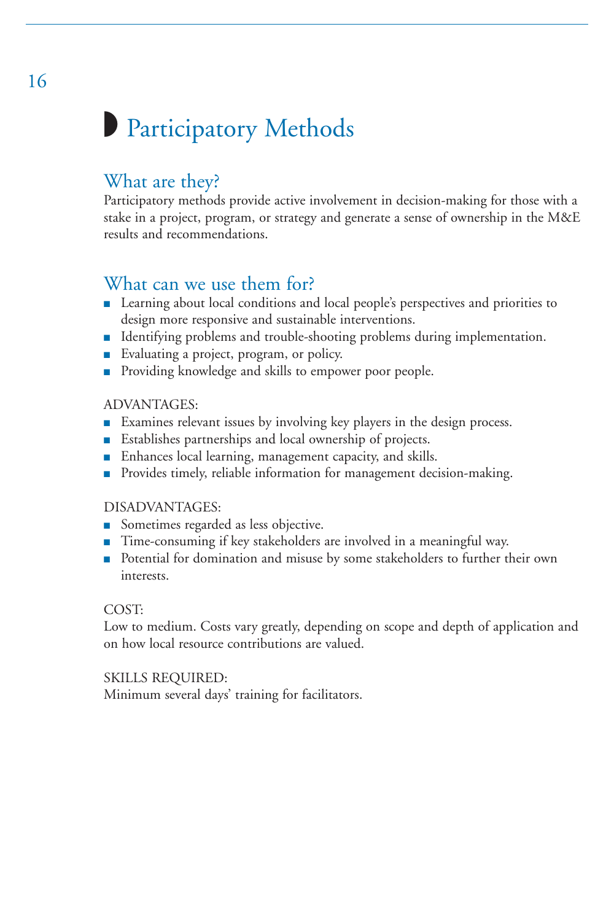# Participatory Methods

## What are they?

Participatory methods provide active involvement in decision-making for those with a stake in a project, program, or strategy and generate a sense of ownership in the M&E results and recommendations.

## What can we use them for?

- Learning about local conditions and local people's perspectives and priorities to design more responsive and sustainable interventions.
- Identifying problems and trouble-shooting problems during implementation.
- Evaluating a project, program, or policy.
- Providing knowledge and skills to empower poor people.

ADVANTAGES:

- Examines relevant issues by involving key players in the design process.
- Establishes partnerships and local ownership of projects.
- Enhances local learning, management capacity, and skills.
- Provides timely, reliable information for management decision-making.

DISADVANTAGES:

- Sometimes regarded as less objective.
- Time-consuming if key stakeholders are involved in a meaningful way.
- Potential for domination and misuse by some stakeholders to further their own interests.

COST:

Low to medium. Costs vary greatly, depending on scope and depth of application and on how local resource contributions are valued.

SKILLS REQUIRED:

Minimum several days' training for facilitators.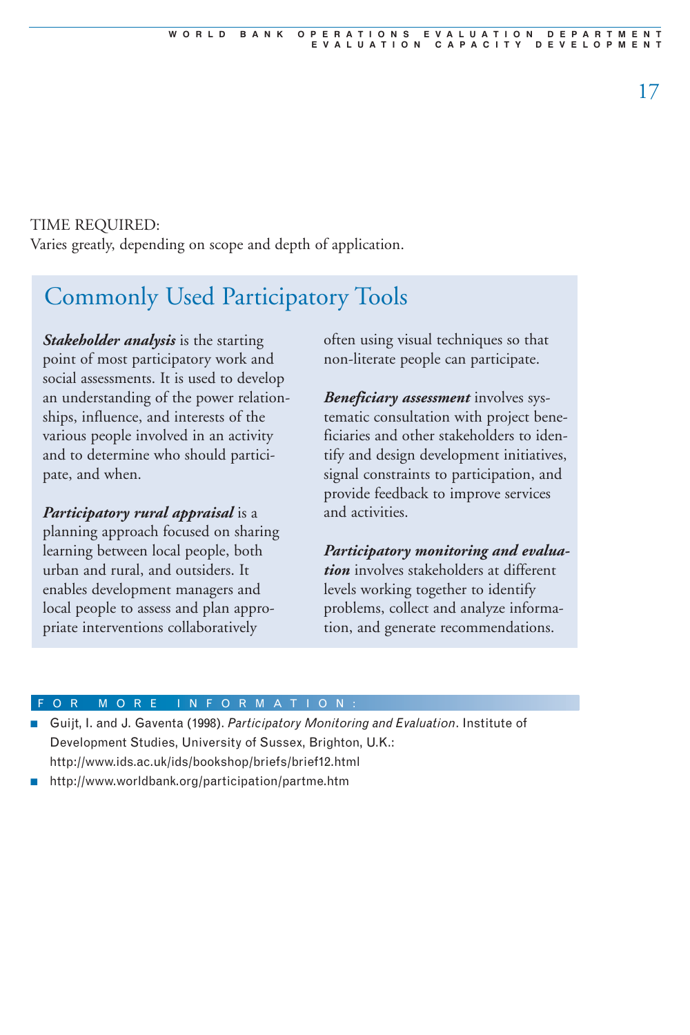TIME REQUIRED:
Varies greatly, depending on scope and depth of application.

## Commonly Used Participatory Tools

***Stakeholder analysis*** is the starting point of most participatory work and social assessments. It is used to develop an understanding of the power relationships, influence, and interests of the various people involved in an activity and to determine who should participate, and when.

***Participatory rural appraisal*** is a planning approach focused on sharing learning between local people, both urban and rural, and outsiders. It enables development managers and local people to assess and plan appropriate interventions collaboratively often using visual techniques so that non-literate people can participate.

***Beneficiary assessment*** involves systematic consultation with project beneficiaries and other stakeholders to identify and design development initiatives, signal constraints to participation, and provide feedback to improve services and activities.

***Participatory monitoring and evaluation*** involves stakeholders at different levels working together to identify problems, collect and analyze information, and generate recommendations.

### FOR MORE INFORMATION:

- Guijt, I. and J. Gaventa (1998). *Participatory Monitoring and Evaluation*. Institute of Development Studies, University of Sussex, Brighton, U.K.: http://www.ids.ac.uk/ids/bookshop/briefs/brief12.html
- http://www.worldbank.org/participation/partme.htm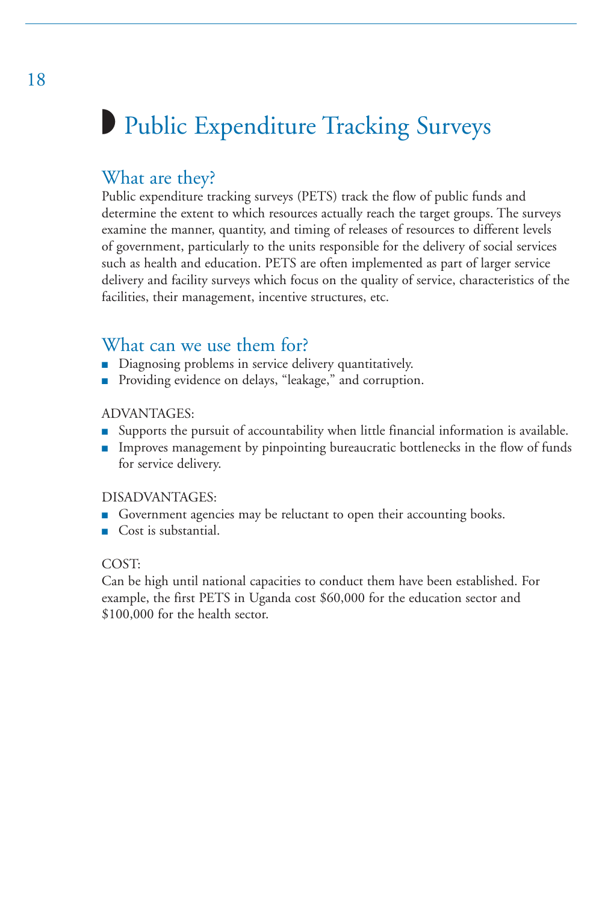# Public Expenditure Tracking Surveys

## What are they?

Public expenditure tracking surveys (PETS) track the flow of public funds and determine the extent to which resources actually reach the target groups. The surveys examine the manner, quantity, and timing of releases of resources to different levels of government, particularly to the units responsible for the delivery of social services such as health and education. PETS are often implemented as part of larger service delivery and facility surveys which focus on the quality of service, characteristics of the facilities, their management, incentive structures, etc.

## What can we use them for?

- Diagnosing problems in service delivery quantitatively.
- Providing evidence on delays, "leakage," and corruption.

ADVANTAGES:

- Supports the pursuit of accountability when little financial information is available.
- Improves management by pinpointing bureaucratic bottlenecks in the flow of funds for service delivery.

DISADVANTAGES:

- Government agencies may be reluctant to open their accounting books.
- Cost is substantial.

COST:

Can be high until national capacities to conduct them have been established. For example, the first PETS in Uganda cost $60,000 for the education sector and $100,000 for the health sector.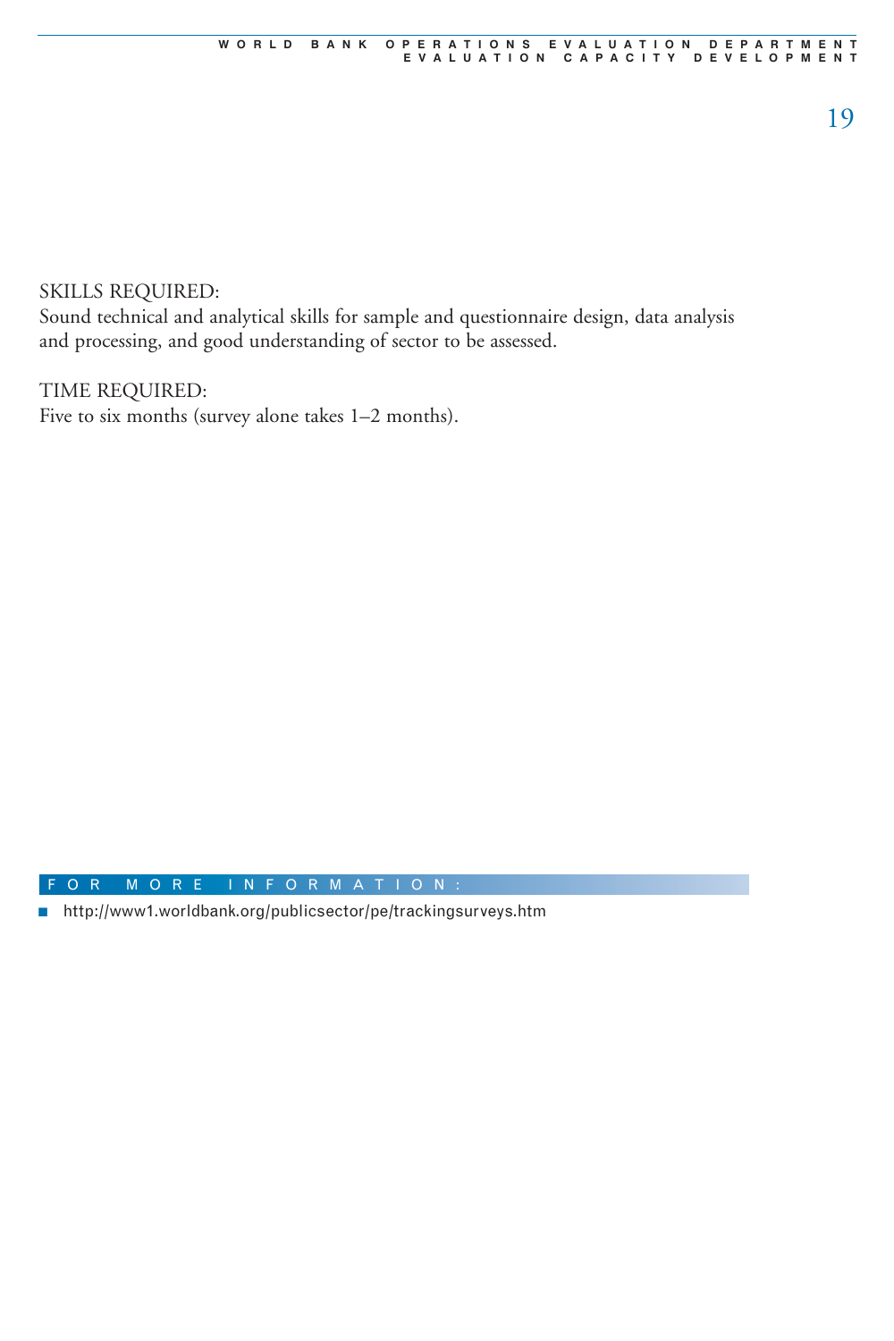SKILLS REQUIRED:
Sound technical and analytical skills for sample and questionnaire design, data analysis and processing, and good understanding of sector to be assessed.

TIME REQUIRED:
Five to six months (survey alone takes 1–2 months).

## FOR MORE INFORMATION:

- http://www1.worldbank.org/publicsector/pe/trackingsurveys.htm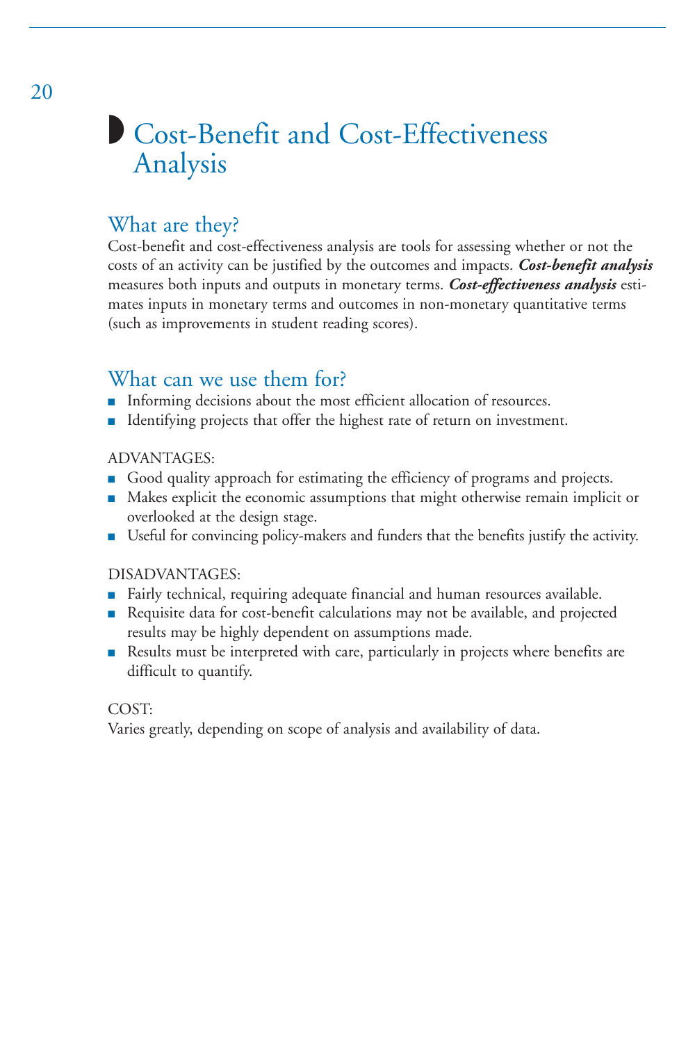# Cost-Benefit and Cost-Effectiveness Analysis

## What are they?

Cost-benefit and cost-effectiveness analysis are tools for assessing whether or not the costs of an activity can be justified by the outcomes and impacts. ***Cost-benefit analysis*** measures both inputs and outputs in monetary terms. ***Cost-effectiveness analysis*** estimates inputs in monetary terms and outcomes in non-monetary quantitative terms (such as improvements in student reading scores).

## What can we use them for?

- Informing decisions about the most efficient allocation of resources.
- Identifying projects that offer the highest rate of return on investment.

ADVANTAGES:

- Good quality approach for estimating the efficiency of programs and projects.
- Makes explicit the economic assumptions that might otherwise remain implicit or overlooked at the design stage.
- Useful for convincing policy-makers and funders that the benefits justify the activity.

DISADVANTAGES:

- Fairly technical, requiring adequate financial and human resources available.
- Requisite data for cost-benefit calculations may not be available, and projected results may be highly dependent on assumptions made.
- Results must be interpreted with care, particularly in projects where benefits are difficult to quantify.

COST:

Varies greatly, depending on scope of analysis and availability of data.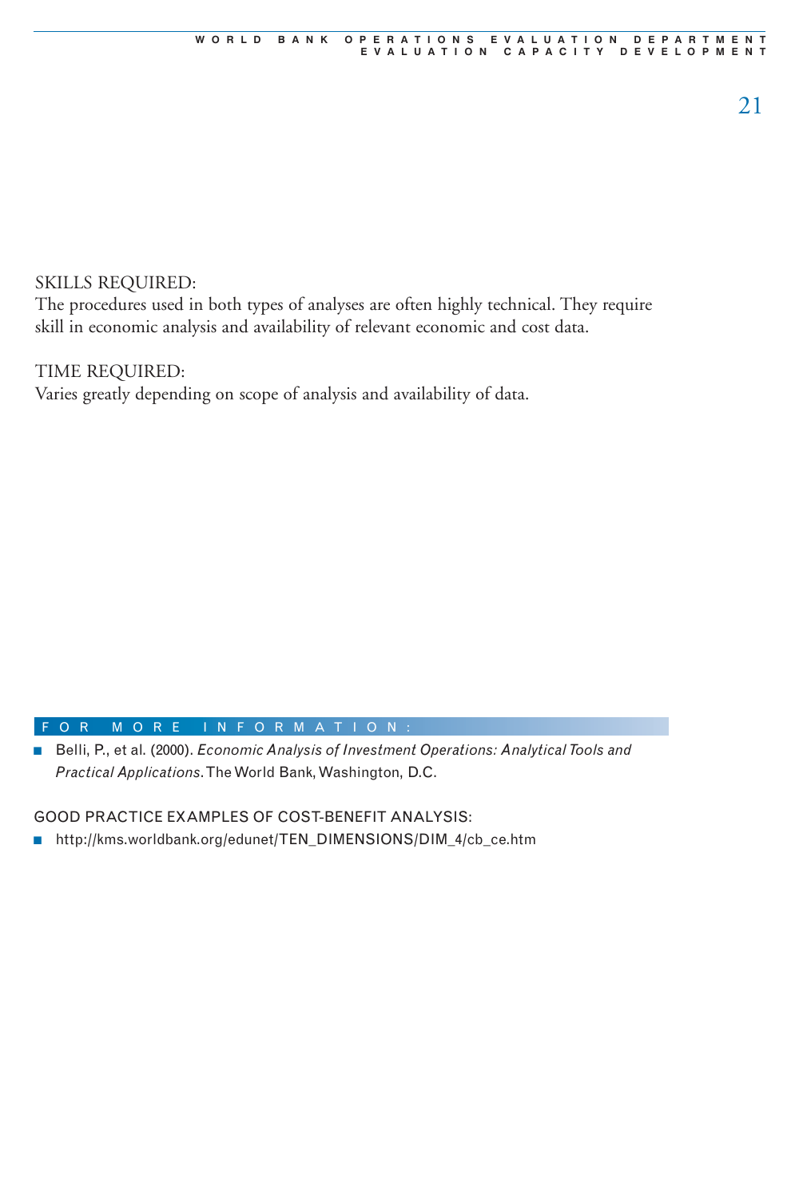SKILLS REQUIRED:
The procedures used in both types of analyses are often highly technical. They require skill in economic analysis and availability of relevant economic and cost data.

TIME REQUIRED:
Varies greatly depending on scope of analysis and availability of data.

FOR MORE INFORMATION:

- Belli, P., et al. (2000). *Economic Analysis of Investment Operations: Analytical Tools and Practical Applications*. The World Bank, Washington, D.C.

GOOD PRACTICE EXAMPLES OF COST-BENEFIT ANALYSIS:

- http://kms.worldbank.org/edunet/TEN_DIMENSIONS/DIM_4/cb_ce.htm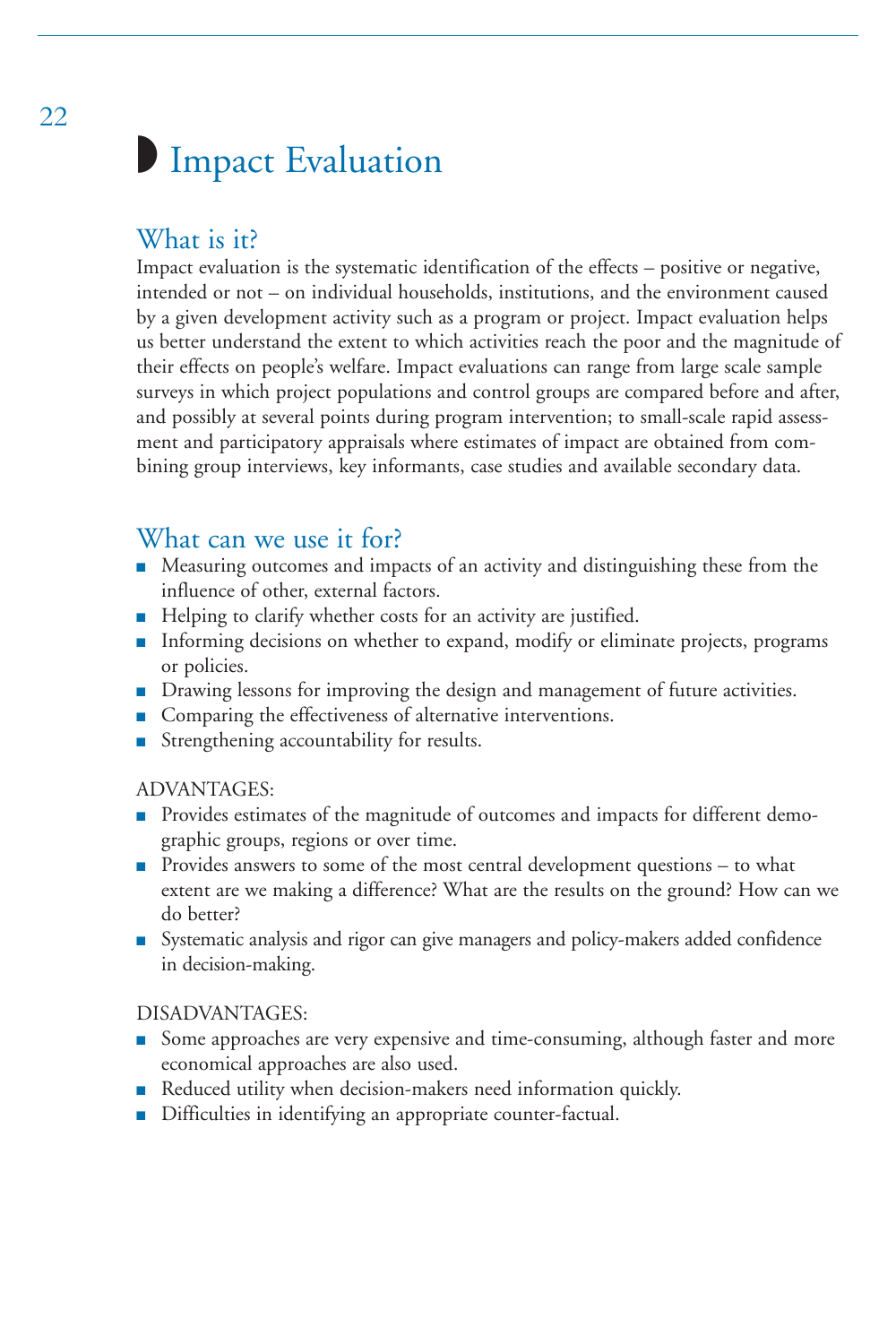# Impact Evaluation

## What is it?

Impact evaluation is the systematic identification of the effects – positive or negative, intended or not – on individual households, institutions, and the environment caused by a given development activity such as a program or project. Impact evaluation helps us better understand the extent to which activities reach the poor and the magnitude of their effects on people's welfare. Impact evaluations can range from large scale sample surveys in which project populations and control groups are compared before and after, and possibly at several points during program intervention; to small-scale rapid assessment and participatory appraisals where estimates of impact are obtained from combining group interviews, key informants, case studies and available secondary data.

## What can we use it for?

- Measuring outcomes and impacts of an activity and distinguishing these from the influence of other, external factors.
- Helping to clarify whether costs for an activity are justified.
- Informing decisions on whether to expand, modify or eliminate projects, programs or policies.
- Drawing lessons for improving the design and management of future activities.
- Comparing the effectiveness of alternative interventions.
- Strengthening accountability for results.

ADVANTAGES:

- Provides estimates of the magnitude of outcomes and impacts for different demographic groups, regions or over time.
- Provides answers to some of the most central development questions – to what extent are we making a difference? What are the results on the ground? How can we do better?
- Systematic analysis and rigor can give managers and policy-makers added confidence in decision-making.

DISADVANTAGES:

- Some approaches are very expensive and time-consuming, although faster and more economical approaches are also used.
- Reduced utility when decision-makers need information quickly.
- Difficulties in identifying an appropriate counter-factual.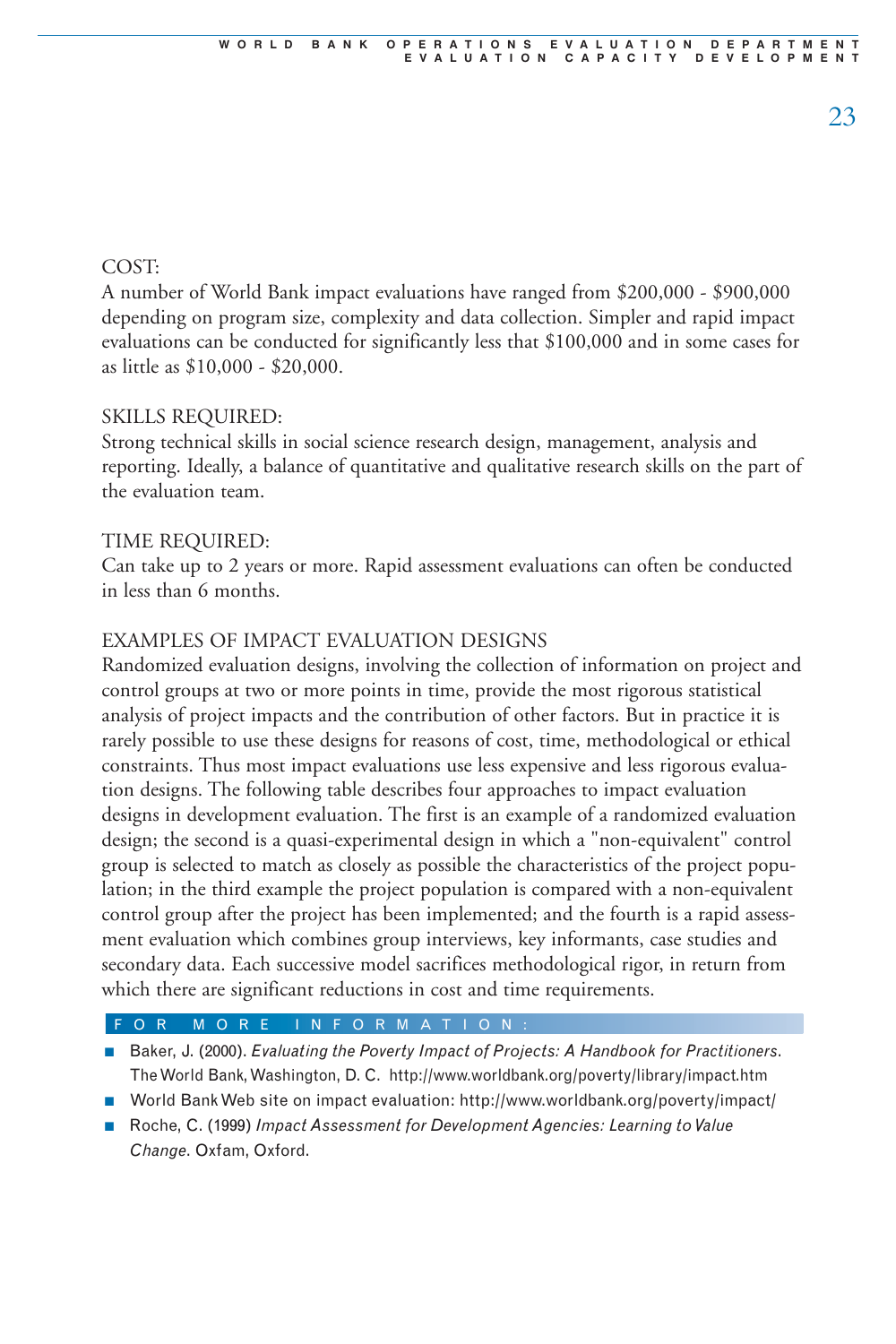COST:

A number of World Bank impact evaluations have ranged from $200,000 - $900,000 depending on program size, complexity and data collection. Simpler and rapid impact evaluations can be conducted for significantly less that $100,000 and in some cases for as little as $10,000 - $20,000.

SKILLS REQUIRED:

Strong technical skills in social science research design, management, analysis and reporting. Ideally, a balance of quantitative and qualitative research skills on the part of the evaluation team.

TIME REQUIRED:

Can take up to 2 years or more. Rapid assessment evaluations can often be conducted in less than 6 months.

EXAMPLES OF IMPACT EVALUATION DESIGNS

Randomized evaluation designs, involving the collection of information on project and control groups at two or more points in time, provide the most rigorous statistical analysis of project impacts and the contribution of other factors. But in practice it is rarely possible to use these designs for reasons of cost, time, methodological or ethical constraints. Thus most impact evaluations use less expensive and less rigorous evaluation designs. The following table describes four approaches to impact evaluation designs in development evaluation. The first is an example of a randomized evaluation design; the second is a quasi-experimental design in which a "non-equivalent" control group is selected to match as closely as possible the characteristics of the project population; in the third example the project population is compared with a non-equivalent control group after the project has been implemented; and the fourth is a rapid assessment evaluation which combines group interviews, key informants, case studies and secondary data. Each successive model sacrifices methodological rigor, in return from which there are significant reductions in cost and time requirements.

FOR MORE INFORMATION:

- Baker, J. (2000). *Evaluating the Poverty Impact of Projects: A Handbook for Practitioners*. The World Bank, Washington, D. C. http://www.worldbank.org/poverty/library/impact.htm
- World Bank Web site on impact evaluation: http://www.worldbank.org/poverty/impact/
- Roche, C. (1999) *Impact Assessment for Development Agencies: Learning to Value Change*. Oxfam, Oxford.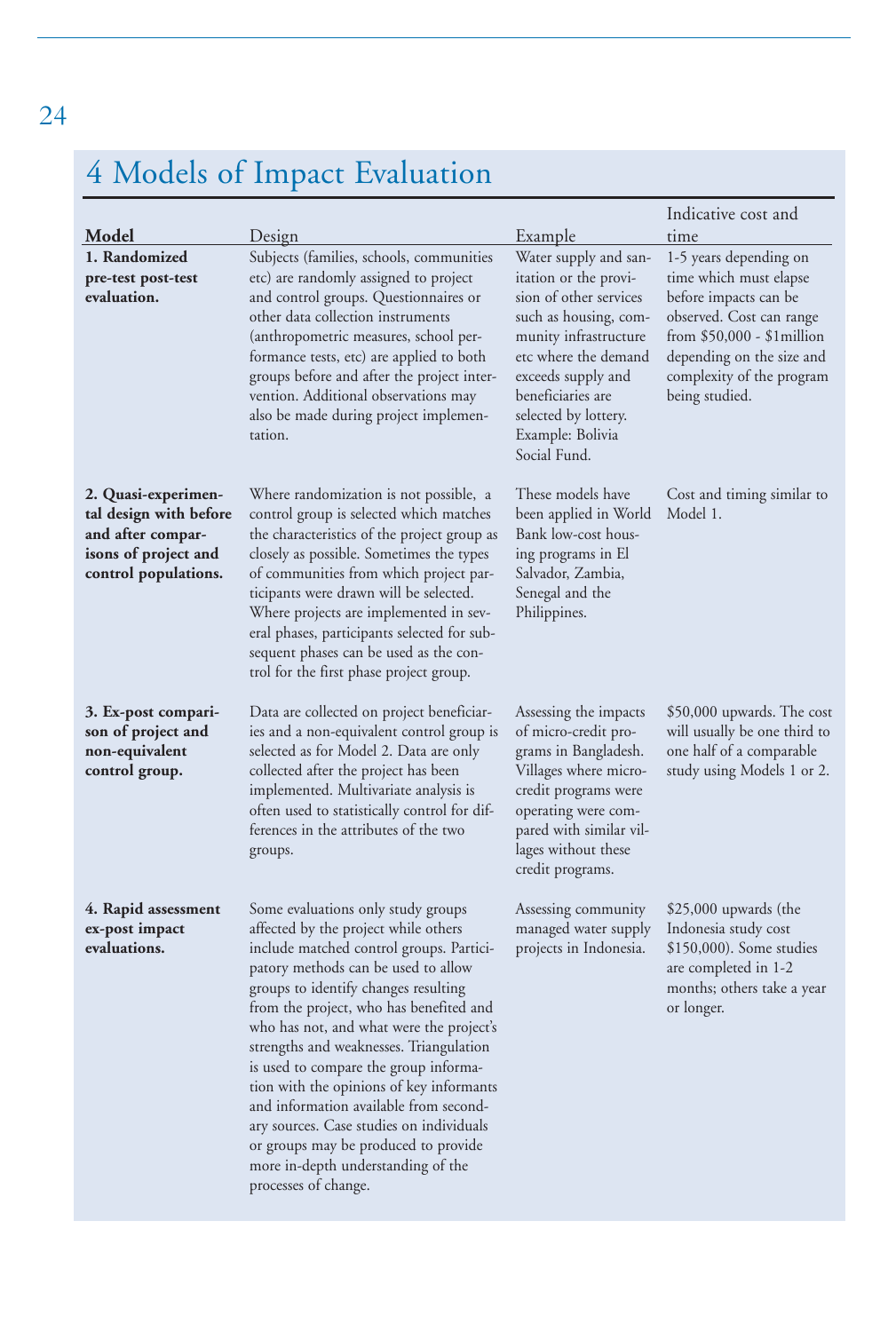# 4 Models of Impact Evaluation

| Model | Design | Example | Indicative cost and time |
| --- | --- | --- | --- |
| **1. Randomized pre-test post-test evaluation.** | Subjects (families, schools, communities etc) are randomly assigned to project and control groups. Questionnaires or other data collection instruments (anthropometric measures, school performance tests, etc) are applied to both groups before and after the project intervention. Additional observations may also be made during project implementation. | Water supply and sanitation or the provision of other services such as housing, community infrastructure etc where the demand exceeds supply and beneficiaries are selected by lottery. Example: Bolivia Social Fund. | 1-5 years depending on time which must elapse before impacts can be observed. Cost can range from $50,000 - $1million depending on the size and complexity of the program being studied. |
| **2. Quasi-experimental design with before and after comparisons of project and control populations.** | Where randomization is not possible, a control group is selected which matches the characteristics of the project group as closely as possible. Sometimes the types of communities from which project participants were drawn will be selected. Where projects are implemented in several phases, participants selected for subsequent phases can be used as the control for the first phase project group. | These models have been applied in World Bank low-cost housing programs in El Salvador, Zambia, Senegal and the Philippines. | Cost and timing similar to Model 1. |
| **3. Ex-post comparison of project and non-equivalent control group.** | Data are collected on project beneficiaries and a non-equivalent control group is selected as for Model 2. Data are only collected after the project has been implemented. Multivariate analysis is often used to statistically control for differences in the attributes of the two groups. | Assessing the impacts of micro-credit programs in Bangladesh. Villages where microcredit programs were operating were compared with similar villages without these credit programs. | $50,000 upwards. The cost will usually be one third to one half of a comparable study using Models 1 or 2. |
| **4. Rapid assessment ex-post impact evaluations.** | Some evaluations only study groups affected by the project while others include matched control groups. Participatory methods can be used to allow groups to identify changes resulting from the project, who has benefited and who has not, and what were the project's strengths and weaknesses. Triangulation is used to compare the group information with the opinions of key informants and information available from secondary sources. Case studies on individuals or groups may be produced to provide more in-depth understanding of the processes of change. | Assessing community managed water supply projects in Indonesia. | $25,000 upwards (the Indonesia study cost $150,000). Some studies are completed in 1-2 months; others take a year or longer. |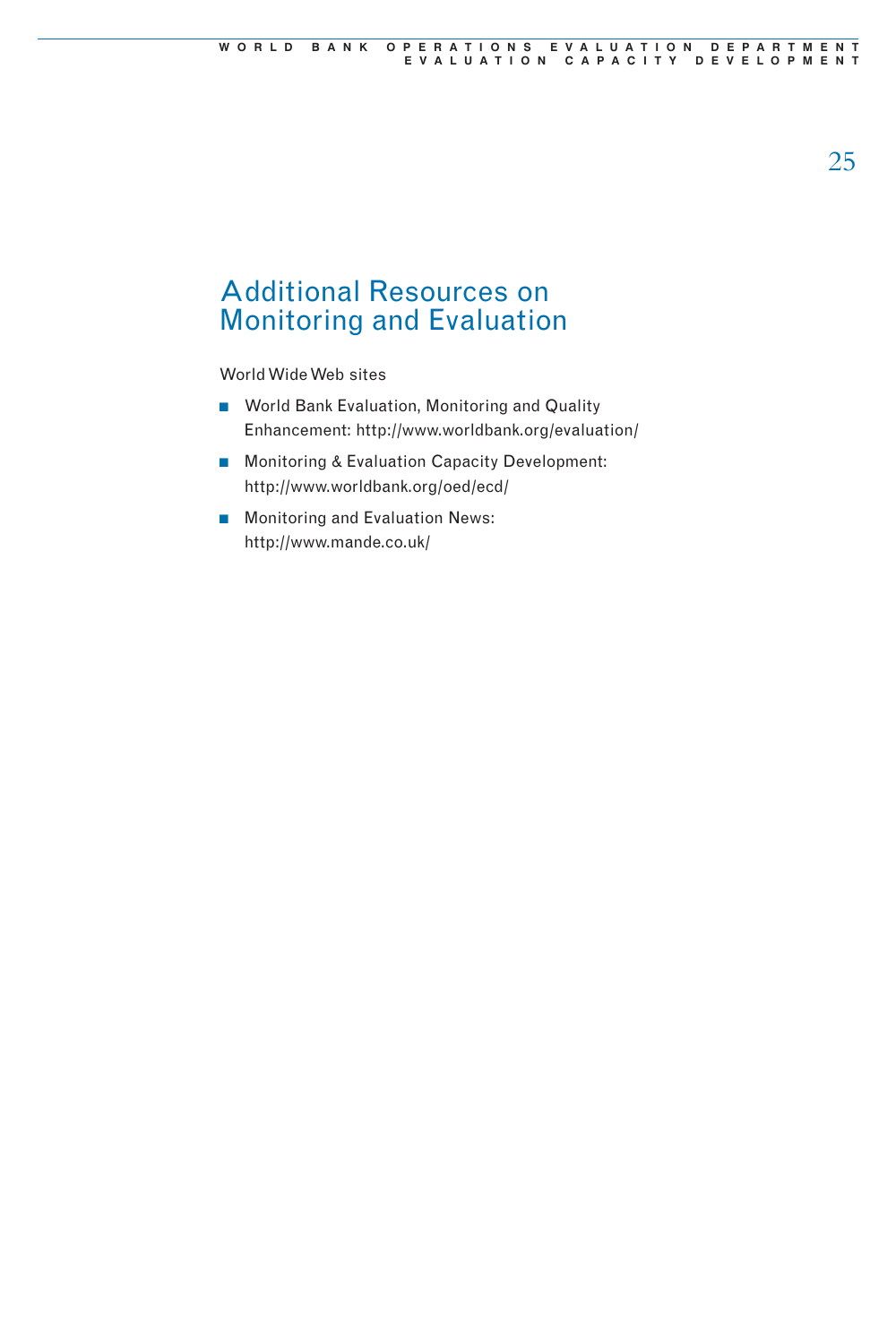# Additional Resources on Monitoring and Evaluation

World Wide Web sites

- World Bank Evaluation, Monitoring and Quality Enhancement: http://www.worldbank.org/evaluation/
- Monitoring & Evaluation Capacity Development: http://www.worldbank.org/oed/ecd/
- Monitoring and Evaluation News: http://www.mande.co.uk/